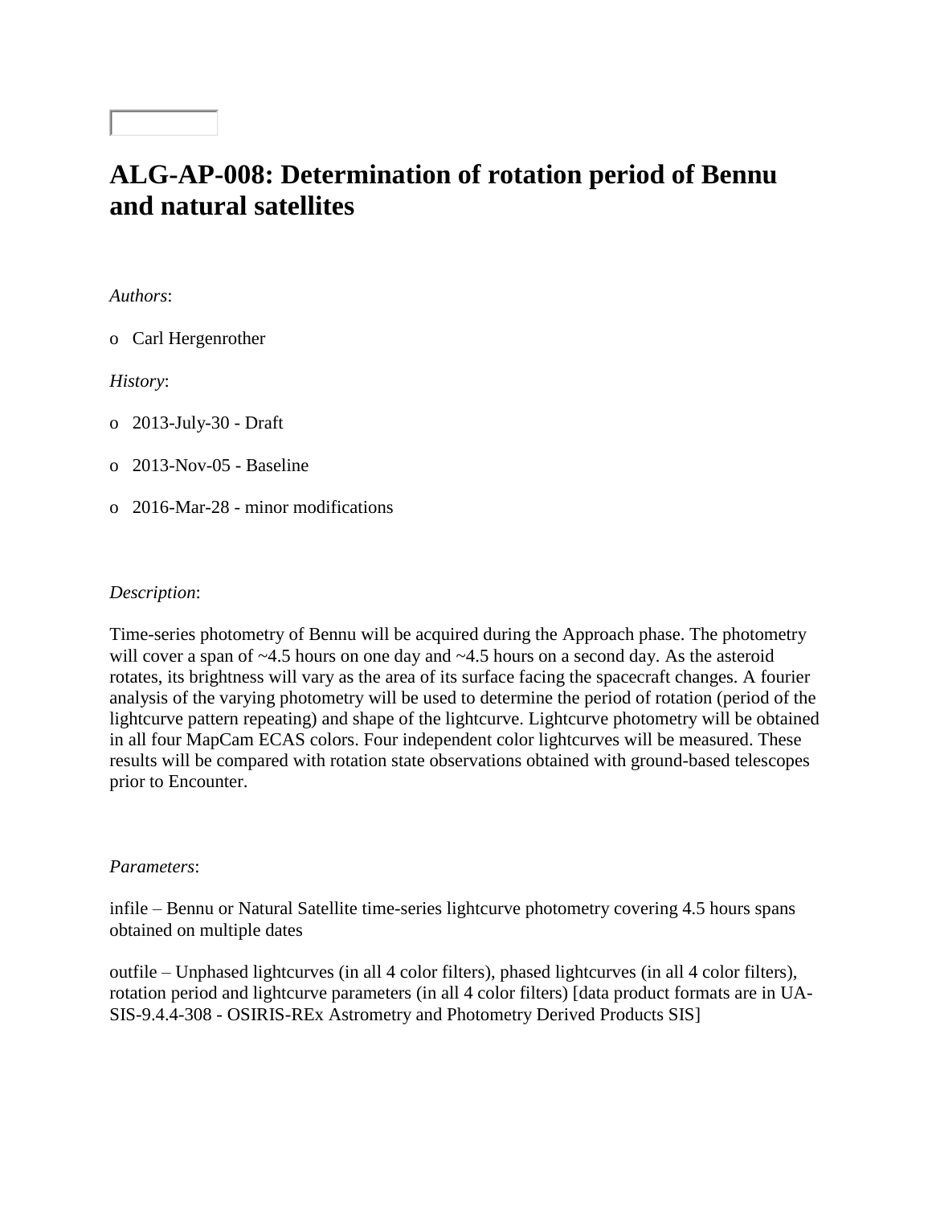# ALG-AP-008: Determination of rotation period of Bennu and natural satellites

*Authors*:

- Carl Hergenrother

*History*:

- 2013-July-30 - Draft
- 2013-Nov-05 - Baseline
- 2016-Mar-28 - minor modifications

*Description*:

Time-series photometry of Bennu will be acquired during the Approach phase. The photometry will cover a span of ~4.5 hours on one day and ~4.5 hours on a second day. As the asteroid rotates, its brightness will vary as the area of its surface facing the spacecraft changes. A fourier analysis of the varying photometry will be used to determine the period of rotation (period of the lightcurve pattern repeating) and shape of the lightcurve. Lightcurve photometry will be obtained in all four MapCam ECAS colors. Four independent color lightcurves will be measured. These results will be compared with rotation state observations obtained with ground-based telescopes prior to Encounter.

*Parameters*:

infile – Bennu or Natural Satellite time-series lightcurve photometry covering 4.5 hours spans obtained on multiple dates

outfile – Unphased lightcurves (in all 4 color filters), phased lightcurves (in all 4 color filters), rotation period and lightcurve parameters (in all 4 color filters) [data product formats are in UA-SIS-9.4.4-308 - OSIRIS-REx Astrometry and Photometry Derived Products SIS]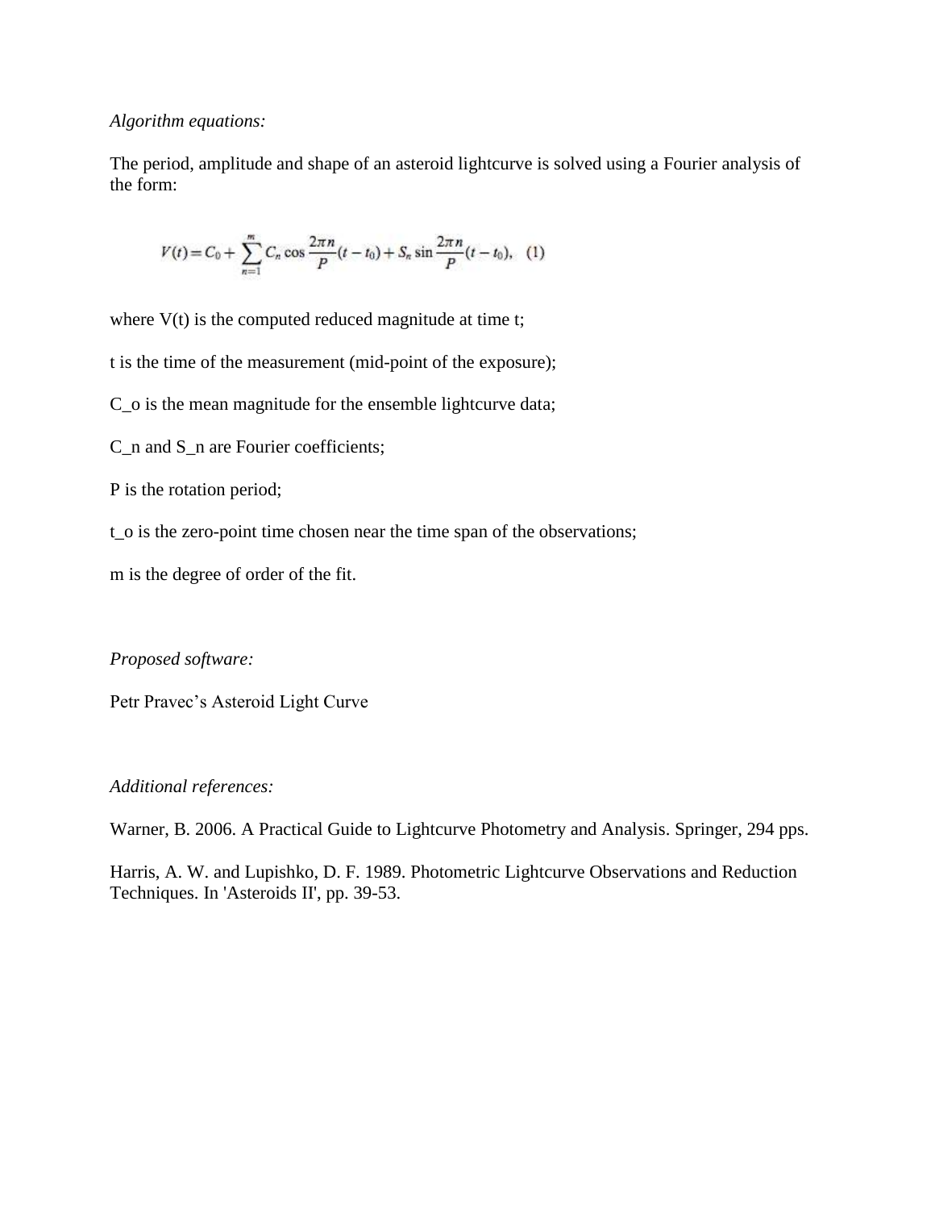*Algorithm equations:*

The period, amplitude and shape of an asteroid lightcurve is solved using a Fourier analysis of the form:

$$V(t) = C_0 + \sum_{n=1}^{m} C_n \cos \frac{2\pi n}{P}(t - t_0) + S_n \sin \frac{2\pi n}{P}(t - t_0), \quad (1)$$

where V(t) is the computed reduced magnitude at time t;

t is the time of the measurement (mid-point of the exposure);

C_o is the mean magnitude for the ensemble lightcurve data;

C_n and S_n are Fourier coefficients;

P is the rotation period;

t_o is the zero-point time chosen near the time span of the observations;

m is the degree of order of the fit.

*Proposed software:*

Petr Pravec's Asteroid Light Curve

*Additional references:*

Warner, B. 2006. A Practical Guide to Lightcurve Photometry and Analysis. Springer, 294 pps.

Harris, A. W. and Lupishko, D. F. 1989. Photometric Lightcurve Observations and Reduction Techniques. In 'Asteroids II', pp. 39-53.